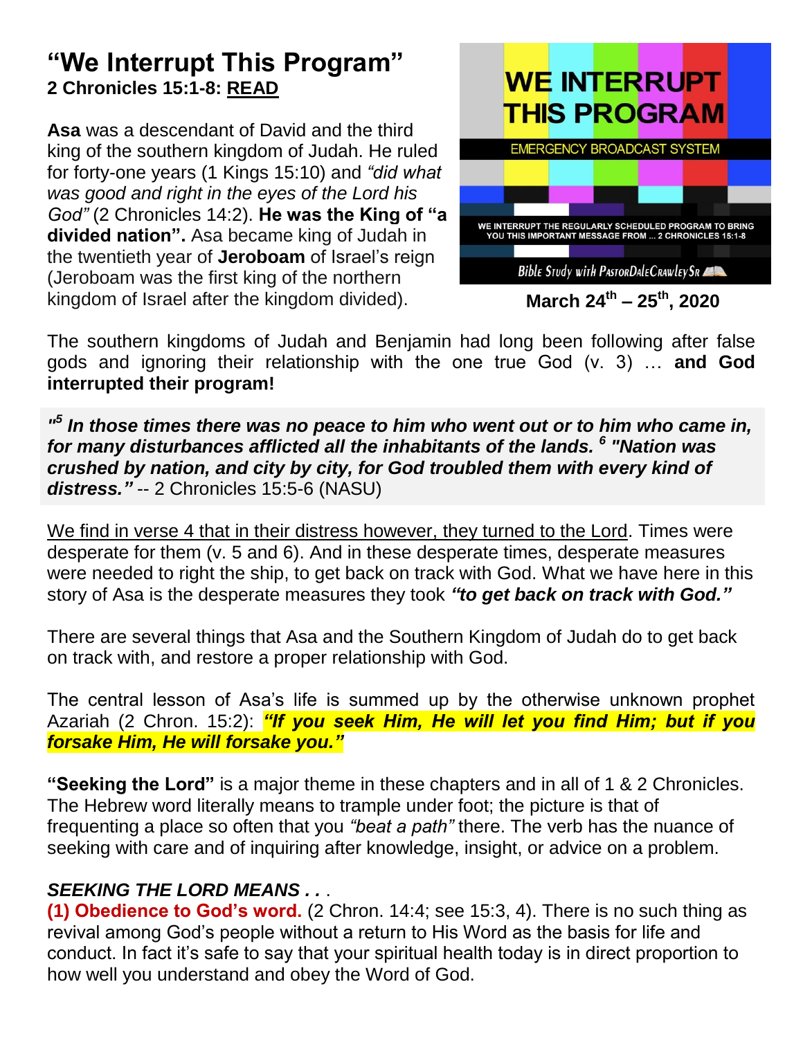# "We Interrupt This Program"

**2 Chronicles 15:1-8: READ**

**Asa** was a descendant of David and the third king of the southern kingdom of Judah. He ruled for forty-one years (1 Kings 15:10) and *"did what was good and right in the eyes of the Lord his God"* (2 Chronicles 14:2). **He was the King of "a divided nation".** Asa became king of Judah in the twentieth year of **Jeroboam** of Israel's reign (Jeroboam was the first king of the northern kingdom of Israel after the kingdom divided).

WE INTERRUPT THIS PROGRAM

EMERGENCY BROADCAST SYSTEM

WE INTERRUPT THE REGULARLY SCHEDULED PROGRAM TO BRING YOU THIS IMPORTANT MESSAGE FROM ... 2 CHRONICLES 15:1-8

Bible Study with PastorDaleCrawleySr

**March 24th – 25th, 2020**

The southern kingdoms of Judah and Benjamin had long been following after false gods and ignoring their relationship with the one true God (v. 3) … **and God interrupted their program!**

> ***"[5] In those times there was no peace to him who went out or to him who came in, for many disturbances afflicted all the inhabitants of the lands. [6] "Nation was crushed by nation, and city by city, for God troubled them with every kind of distress."*** -- 2 Chronicles 15:5-6 (NASU)

We find in verse 4 that in their distress however, they turned to the Lord. Times were desperate for them (v. 5 and 6). And in these desperate times, desperate measures were needed to right the ship, to get back on track with God. What we have here in this story of Asa is the desperate measures they took ***"to get back on track with God."***

There are several things that Asa and the Southern Kingdom of Judah do to get back on track with, and restore a proper relationship with God.

The central lesson of Asa's life is summed up by the otherwise unknown prophet Azariah (2 Chron. 15:2): ***"If you seek Him, He will let you find Him; but if you forsake Him, He will forsake you."***

**"Seeking the Lord"** is a major theme in these chapters and in all of 1 & 2 Chronicles. The Hebrew word literally means to trample under foot; the picture is that of frequenting a place so often that you *"beat a path"* there. The verb has the nuance of seeking with care and of inquiring after knowledge, insight, or advice on a problem.

***SEEKING THE LORD MEANS . . .*** .

**(1) Obedience to God's word.** (2 Chron. 14:4; see 15:3, 4). There is no such thing as revival among God's people without a return to His Word as the basis for life and conduct. In fact it's safe to say that your spiritual health today is in direct proportion to how well you understand and obey the Word of God.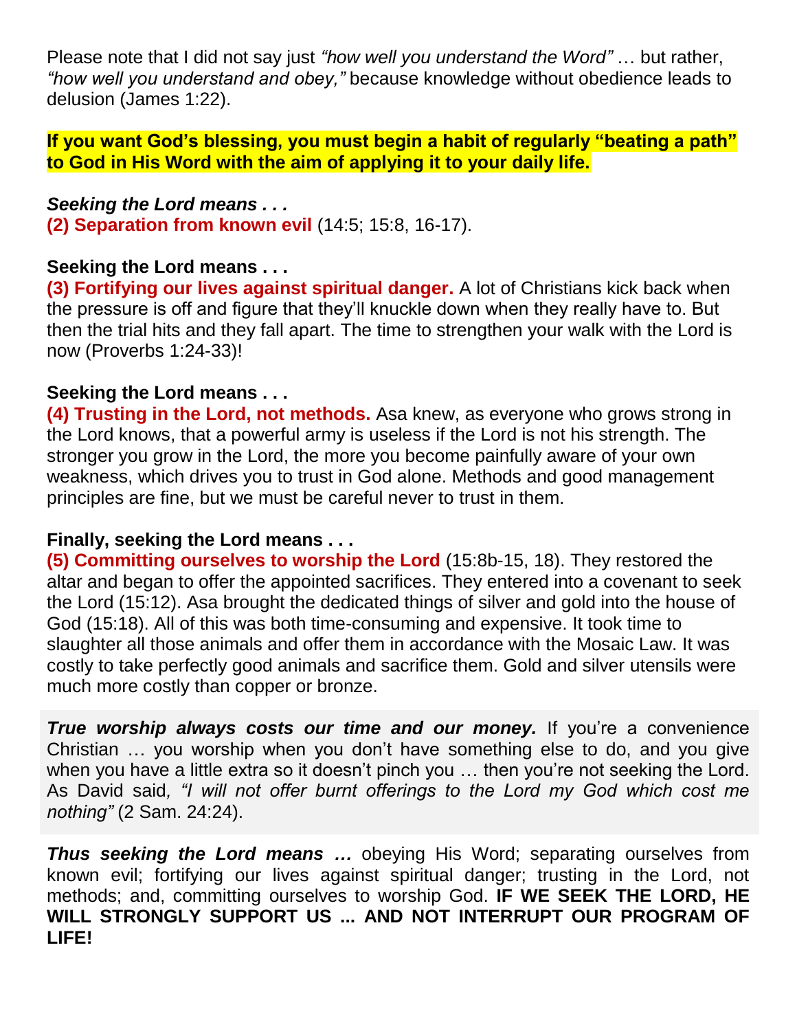Please note that I did not say just *"how well you understand the Word"* … but rather, *"how well you understand and obey,"* because knowledge without obedience leads to delusion (James 1:22).

**If you want God's blessing, you must begin a habit of regularly "beating a path" to God in His Word with the aim of applying it to your daily life.**

***Seeking the Lord means . . .***
**(2) Separation from known evil** (14:5; 15:8, 16-17).

**Seeking the Lord means . . .**
**(3) Fortifying our lives against spiritual danger.** A lot of Christians kick back when the pressure is off and figure that they'll knuckle down when they really have to. But then the trial hits and they fall apart. The time to strengthen your walk with the Lord is now (Proverbs 1:24-33)!

**Seeking the Lord means . . .**
**(4) Trusting in the Lord, not methods.** Asa knew, as everyone who grows strong in the Lord knows, that a powerful army is useless if the Lord is not his strength. The stronger you grow in the Lord, the more you become painfully aware of your own weakness, which drives you to trust in God alone. Methods and good management principles are fine, but we must be careful never to trust in them.

**Finally, seeking the Lord means . . .**
**(5) Committing ourselves to worship the Lord** (15:8b-15, 18). They restored the altar and began to offer the appointed sacrifices. They entered into a covenant to seek the Lord (15:12). Asa brought the dedicated things of silver and gold into the house of God (15:18). All of this was both time-consuming and expensive. It took time to slaughter all those animals and offer them in accordance with the Mosaic Law. It was costly to take perfectly good animals and sacrifice them. Gold and silver utensils were much more costly than copper or bronze.

***True worship always costs our time and our money.*** If you're a convenience Christian … you worship when you don't have something else to do, and you give when you have a little extra so it doesn't pinch you … then you're not seeking the Lord. As David said*, "I will not offer burnt offerings to the Lord my God which cost me nothing"* (2 Sam. 24:24).

***Thus seeking the Lord means …*** obeying His Word; separating ourselves from known evil; fortifying our lives against spiritual danger; trusting in the Lord, not methods; and, committing ourselves to worship God. **IF WE SEEK THE LORD, HE WILL STRONGLY SUPPORT US ... AND NOT INTERRUPT OUR PROGRAM OF LIFE!**